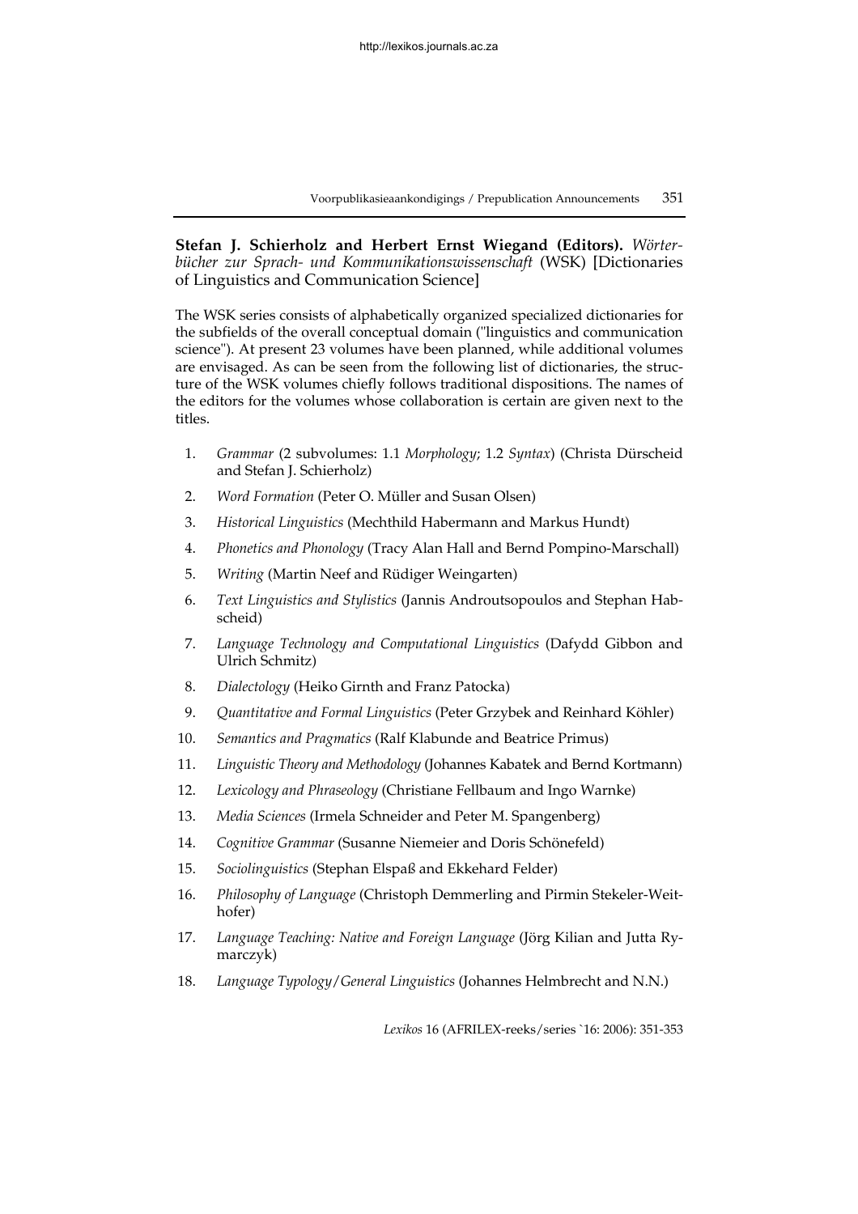**Stefan J. Schierholz and Herbert Ernst Wiegand (Editors).** *Wörterbücher zur Sprach- und Kommunikationswissenschaft* (WSK) [Dictionaries of Linguistics and Communication Science]

The WSK series consists of alphabetically organized specialized dictionaries for the subfields of the overall conceptual domain ("linguistics and communication science"). At present 23 volumes have been planned, while additional volumes are envisaged. As can be seen from the following list of dictionaries, the structure of the WSK volumes chiefly follows traditional dispositions. The names of the editors for the volumes whose collaboration is certain are given next to the titles.

1. *Grammar* (2 subvolumes: 1.1 *Morphology*; 1.2 *Syntax*) (Christa Dürscheid and Stefan J. Schierholz)
2. *Word Formation* (Peter O. Müller and Susan Olsen)
3. *Historical Linguistics* (Mechthild Habermann and Markus Hundt)
4. *Phonetics and Phonology* (Tracy Alan Hall and Bernd Pompino-Marschall)
5. *Writing* (Martin Neef and Rüdiger Weingarten)
6. *Text Linguistics and Stylistics* (Jannis Androutsopoulos and Stephan Habscheid)
7. *Language Technology and Computational Linguistics* (Dafydd Gibbon and Ulrich Schmitz)
8. *Dialectology* (Heiko Girnth and Franz Patocka)
9. *Quantitative and Formal Linguistics* (Peter Grzybek and Reinhard Köhler)
10. *Semantics and Pragmatics* (Ralf Klabunde and Beatrice Primus)
11. *Linguistic Theory and Methodology* (Johannes Kabatek and Bernd Kortmann)
12. *Lexicology and Phraseology* (Christiane Fellbaum and Ingo Warnke)
13. *Media Sciences* (Irmela Schneider and Peter M. Spangenberg)
14. *Cognitive Grammar* (Susanne Niemeier and Doris Schönefeld)
15. *Sociolinguistics* (Stephan Elspaß and Ekkehard Felder)
16. *Philosophy of Language* (Christoph Demmerling and Pirmin Stekeler-Weithofer)
17. *Language Teaching: Native and Foreign Language* (Jörg Kilian and Jutta Rymarczyk)
18. *Language Typology/General Linguistics* (Johannes Helmbrecht and N.N.)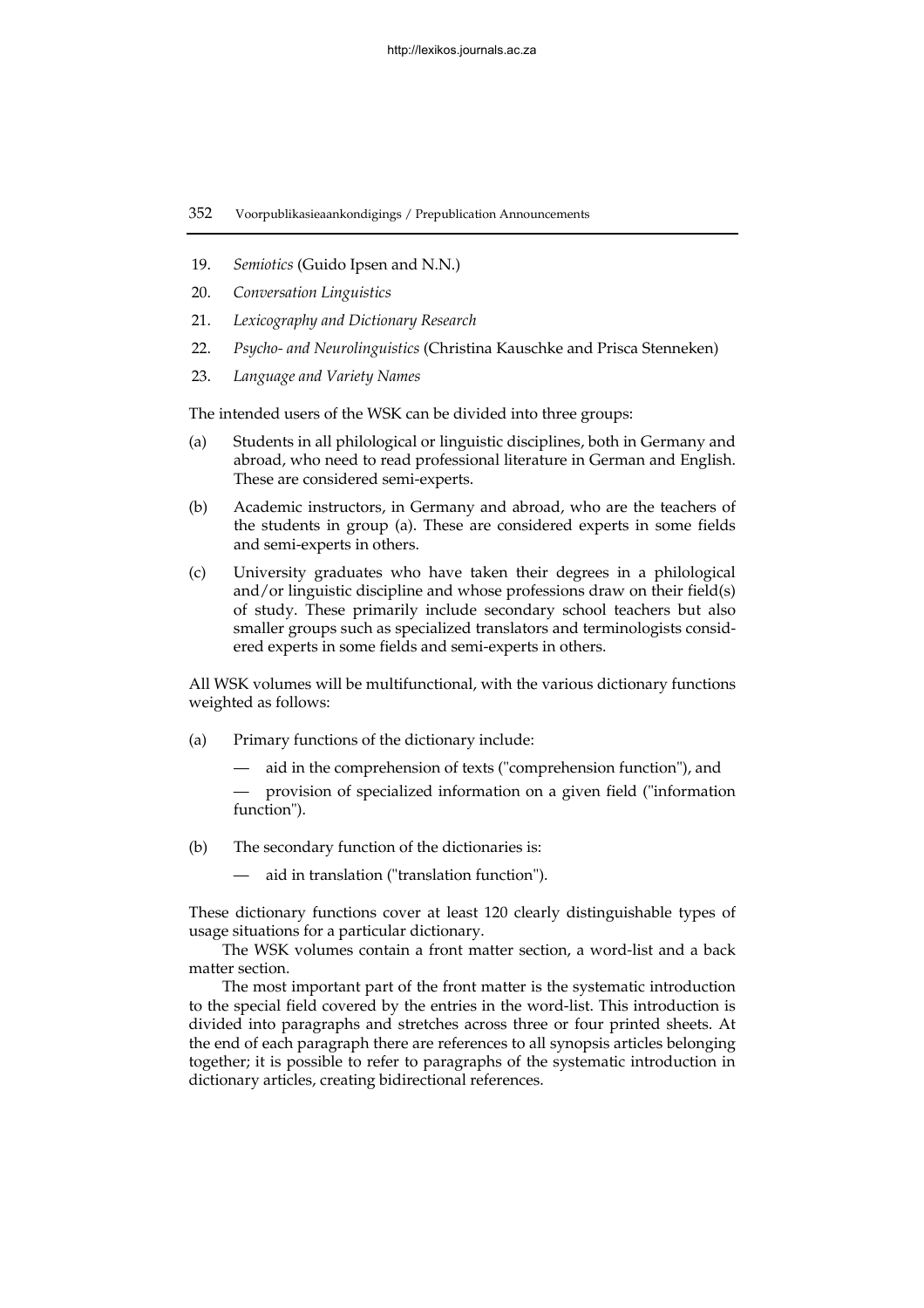19. *Semiotics* (Guido Ipsen and N.N.)
20. *Conversation Linguistics*
21. *Lexicography and Dictionary Research*
22. *Psycho- and Neurolinguistics* (Christina Kauschke and Prisca Stenneken)
23. *Language and Variety Names*

The intended users of the WSK can be divided into three groups:

(a) Students in all philological or linguistic disciplines, both in Germany and abroad, who need to read professional literature in German and English. These are considered semi-experts.

(b) Academic instructors, in Germany and abroad, who are the teachers of the students in group (a). These are considered experts in some fields and semi-experts in others.

(c) University graduates who have taken their degrees in a philological and/or linguistic discipline and whose professions draw on their field(s) of study. These primarily include secondary school teachers but also smaller groups such as specialized translators and terminologists considered experts in some fields and semi-experts in others.

All WSK volumes will be multifunctional, with the various dictionary functions weighted as follows:

(a) Primary functions of the dictionary include:

— aid in the comprehension of texts ("comprehension function"), and

— provision of specialized information on a given field ("information function").

(b) The secondary function of the dictionaries is:

— aid in translation ("translation function").

These dictionary functions cover at least 120 clearly distinguishable types of usage situations for a particular dictionary.

The WSK volumes contain a front matter section, a word-list and a back matter section.

The most important part of the front matter is the systematic introduction to the special field covered by the entries in the word-list. This introduction is divided into paragraphs and stretches across three or four printed sheets. At the end of each paragraph there are references to all synopsis articles belonging together; it is possible to refer to paragraphs of the systematic introduction in dictionary articles, creating bidirectional references.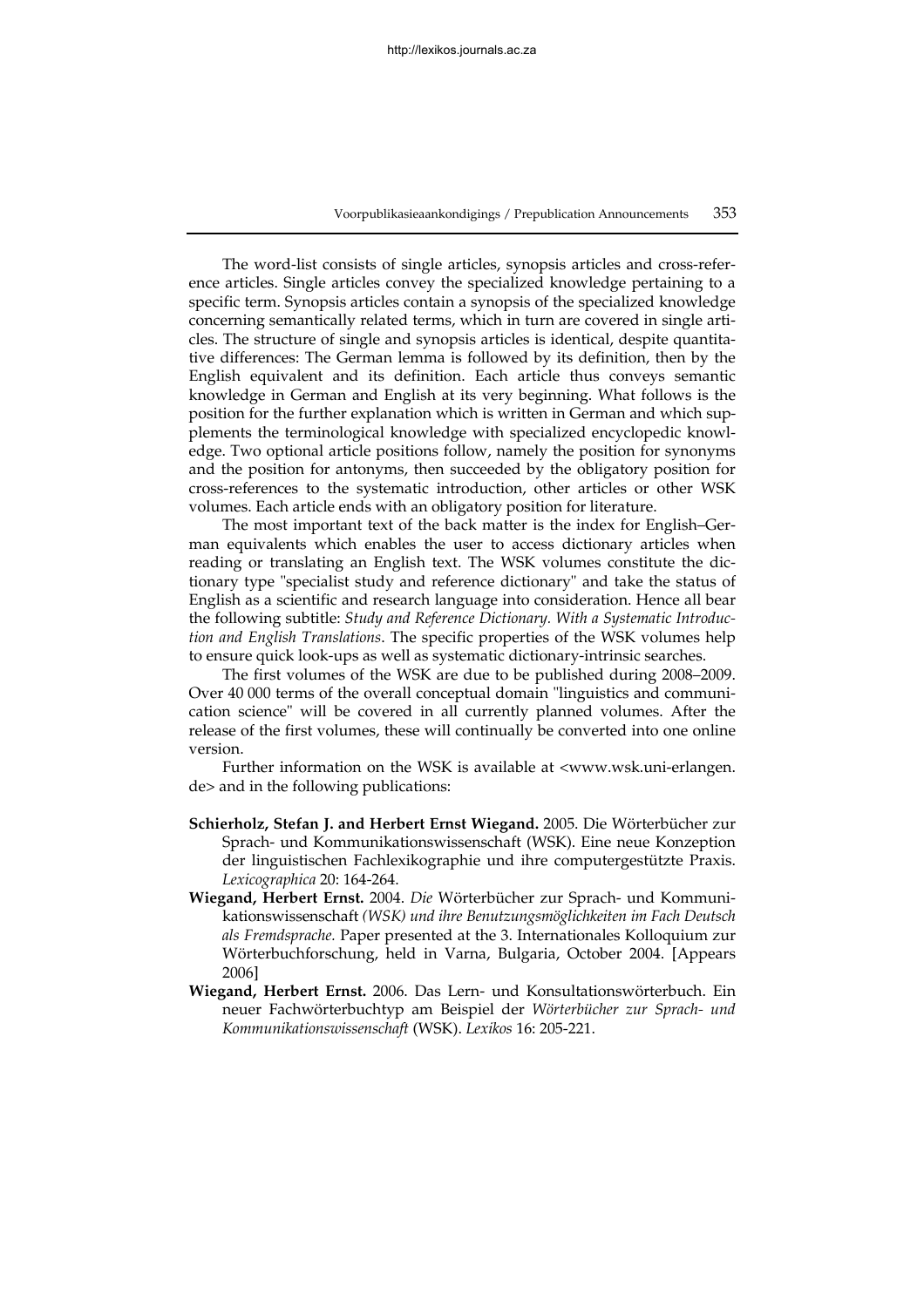The word-list consists of single articles, synopsis articles and cross-reference articles. Single articles convey the specialized knowledge pertaining to a specific term. Synopsis articles contain a synopsis of the specialized knowledge concerning semantically related terms, which in turn are covered in single articles. The structure of single and synopsis articles is identical, despite quantitative differences: The German lemma is followed by its definition, then by the English equivalent and its definition. Each article thus conveys semantic knowledge in German and English at its very beginning. What follows is the position for the further explanation which is written in German and which supplements the terminological knowledge with specialized encyclopedic knowledge. Two optional article positions follow, namely the position for synonyms and the position for antonyms, then succeeded by the obligatory position for cross-references to the systematic introduction, other articles or other WSK volumes. Each article ends with an obligatory position for literature.

The most important text of the back matter is the index for English–German equivalents which enables the user to access dictionary articles when reading or translating an English text. The WSK volumes constitute the dictionary type "specialist study and reference dictionary" and take the status of English as a scientific and research language into consideration. Hence all bear the following subtitle: *Study and Reference Dictionary. With a Systematic Introduction and English Translations*. The specific properties of the WSK volumes help to ensure quick look-ups as well as systematic dictionary-intrinsic searches.

The first volumes of the WSK are due to be published during 2008–2009. Over 40 000 terms of the overall conceptual domain "linguistics and communication science" will be covered in all currently planned volumes. After the release of the first volumes, these will continually be converted into one online version.

Further information on the WSK is available at <www.wsk.uni-erlangen.de> and in the following publications:

**Schierholz, Stefan J. and Herbert Ernst Wiegand.** 2005. Die Wörterbücher zur Sprach- und Kommunikationswissenschaft (WSK). Eine neue Konzeption der linguistischen Fachlexikographie und ihre computergestützte Praxis. *Lexicographica* 20: 164-264.

**Wiegand, Herbert Ernst.** 2004. *Die* Wörterbücher zur Sprach- und Kommunikationswissenschaft *(WSK) und ihre Benutzungsmöglichkeiten im Fach Deutsch als Fremdsprache.* Paper presented at the 3. Internationales Kolloquium zur Wörterbuchforschung, held in Varna, Bulgaria, October 2004. [Appears 2006]

**Wiegand, Herbert Ernst.** 2006. Das Lern- und Konsultationswörterbuch. Ein neuer Fachwörterbuchtyp am Beispiel der *Wörterbücher zur Sprach- und Kommunikationswissenschaft* (WSK). *Lexikos* 16: 205-221.